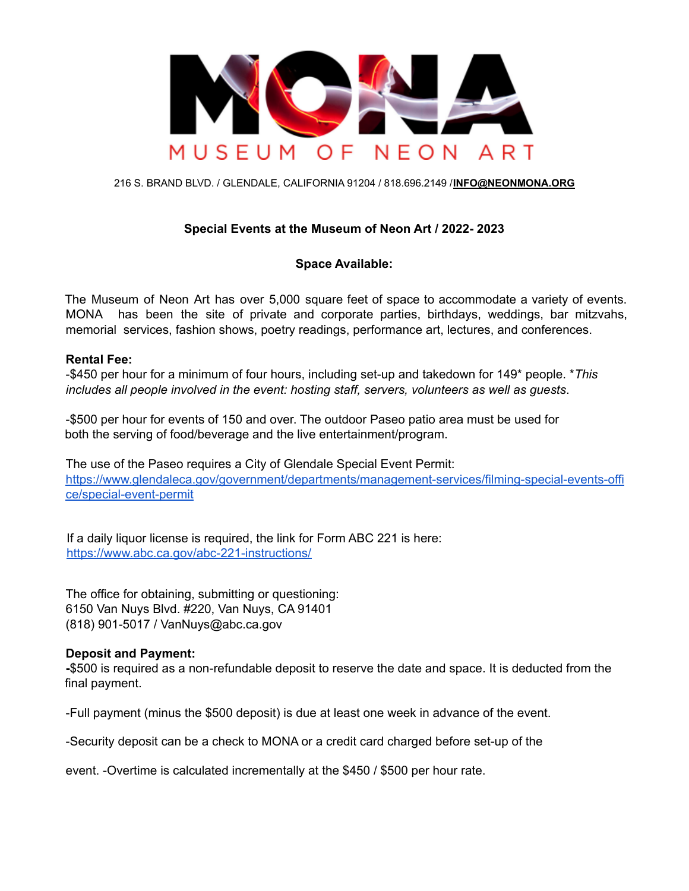# MONA

MUSEUM OF NEON ART

216 S. BRAND BLVD. / GLENDALE, CALIFORNIA 91204 / 818.696.2149 /**INFO@NEONMONA.ORG**

## Special Events at the Museum of Neon Art / 2022- 2023

### Space Available:

The Museum of Neon Art has over 5,000 square feet of space to accommodate a variety of events. MONA has been the site of private and corporate parties, birthdays, weddings, bar mitzvahs, memorial services, fashion shows, poetry readings, performance art, lectures, and conferences.

**Rental Fee:**

-$450 per hour for a minimum of four hours, including set-up and takedown for 149* people. **This includes all people involved in the event: hosting staff, servers, volunteers as well as guests*.

-$500 per hour for events of 150 and over. The outdoor Paseo patio area must be used for both the serving of food/beverage and the live entertainment/program.

The use of the Paseo requires a City of Glendale Special Event Permit:
https://www.glendaleca.gov/government/departments/management-services/filming-special-events-office/special-event-permit

If a daily liquor license is required, the link for Form ABC 221 is here:
https://www.abc.ca.gov/abc-221-instructions/

The office for obtaining, submitting or questioning:
6150 Van Nuys Blvd. #220, Van Nuys, CA 91401
(818) 901-5017 / VanNuys@abc.ca.gov

**Deposit and Payment:**

**-**$500 is required as a non-refundable deposit to reserve the date and space. It is deducted from the final payment.

-Full payment (minus the $500 deposit) is due at least one week in advance of the event.

-Security deposit can be a check to MONA or a credit card charged before set-up of the event.

-Overtime is calculated incrementally at the $450 / $500 per hour rate.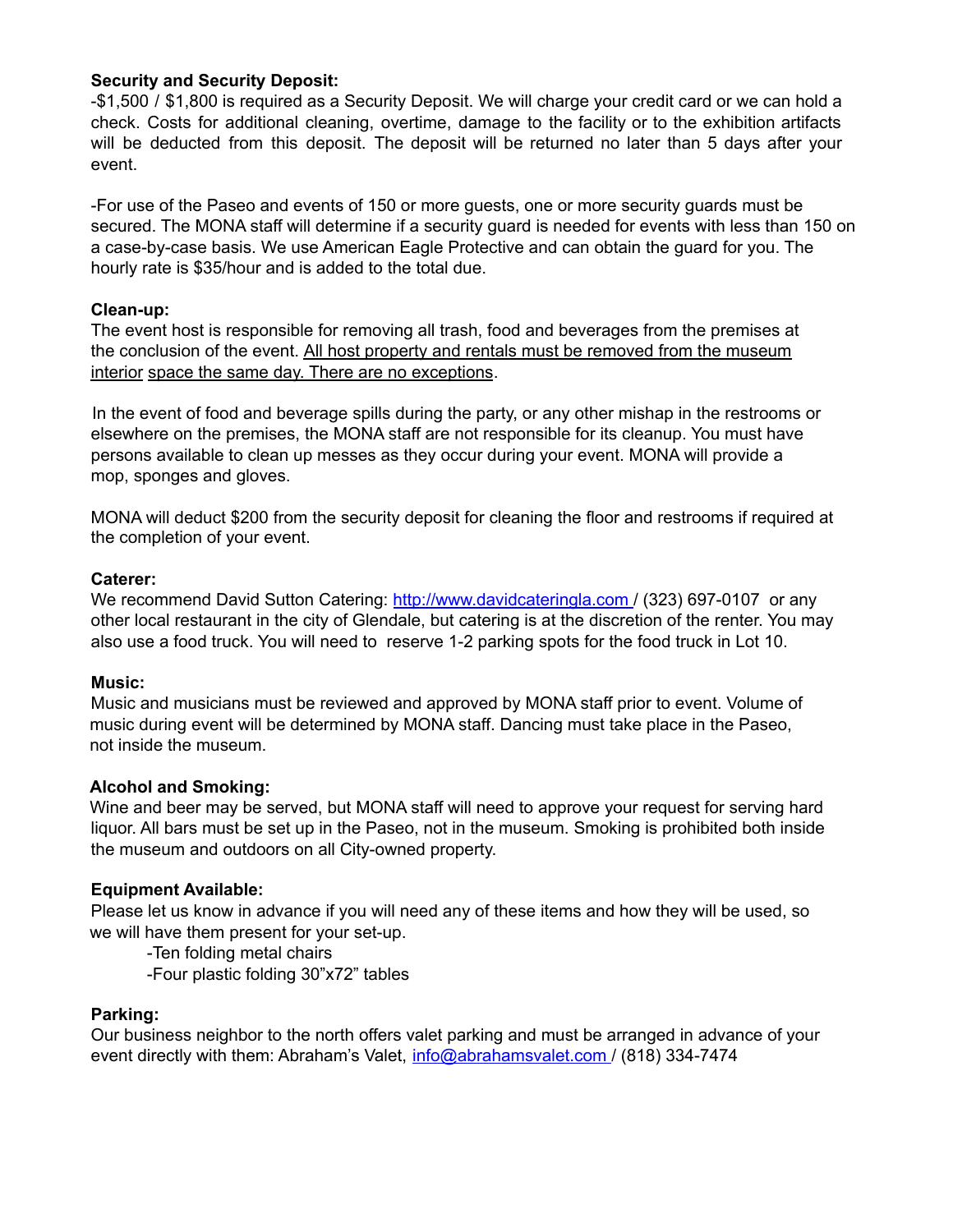**Security and Security Deposit:**

-$1,500 / $1,800 is required as a Security Deposit. We will charge your credit card or we can hold a check. Costs for additional cleaning, overtime, damage to the facility or to the exhibition artifacts will be deducted from this deposit. The deposit will be returned no later than 5 days after your event.

-For use of the Paseo and events of 150 or more guests, one or more security guards must be secured. The MONA staff will determine if a security guard is needed for events with less than 150 on a case-by-case basis. We use American Eagle Protective and can obtain the guard for you. The hourly rate is $35/hour and is added to the total due.

**Clean-up:**

The event host is responsible for removing all trash, food and beverages from the premises at the conclusion of the event. <u>All host property and rentals must be removed from the museum interior space the same day. There are no exceptions</u>.

In the event of food and beverage spills during the party, or any other mishap in the restrooms or elsewhere on the premises, the MONA staff are not responsible for its cleanup. You must have persons available to clean up messes as they occur during your event. MONA will provide a mop, sponges and gloves.

MONA will deduct $200 from the security deposit for cleaning the floor and restrooms if required at the completion of your event.

**Caterer:**

We recommend David Sutton Catering: [http://www.davidcateringla.com](http://www.davidcateringla.com) / (323) 697-0107 or any other local restaurant in the city of Glendale, but catering is at the discretion of the renter. You may also use a food truck. You will need to reserve 1-2 parking spots for the food truck in Lot 10.

**Music:**

Music and musicians must be reviewed and approved by MONA staff prior to event. Volume of music during event will be determined by MONA staff. Dancing must take place in the Paseo, not inside the museum.

**Alcohol and Smoking:**

Wine and beer may be served, but MONA staff will need to approve your request for serving hard liquor. All bars must be set up in the Paseo, not in the museum. Smoking is prohibited both inside the museum and outdoors on all City-owned property.

**Equipment Available:**

Please let us know in advance if you will need any of these items and how they will be used, so we will have them present for your set-up.

- Ten folding metal chairs
- Four plastic folding 30"x72" tables

**Parking:**

Our business neighbor to the north offers valet parking and must be arranged in advance of your event directly with them: Abraham's Valet, [info@abrahamsvalet.com](mailto:info@abrahamsvalet.com) / (818) 334-7474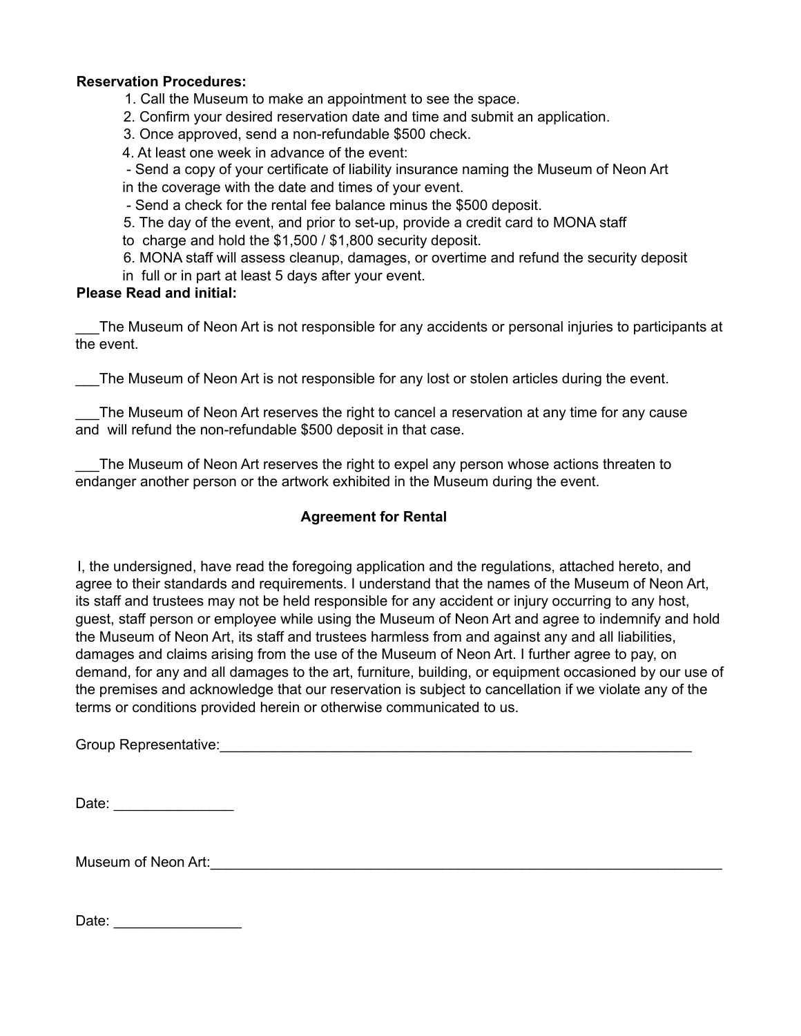**Reservation Procedures:**

1. Call the Museum to make an appointment to see the space.
2. Confirm your desired reservation date and time and submit an application.
3. Once approved, send a non-refundable $500 check.
4. At least one week in advance of the event:
   - Send a copy of your certificate of liability insurance naming the Museum of Neon Art in the coverage with the date and times of your event.
   - Send a check for the rental fee balance minus the $500 deposit.
5. The day of the event, and prior to set-up, provide a credit card to MONA staff to charge and hold the $1,500 / $1,800 security deposit.
6. MONA staff will assess cleanup, damages, or overtime and refund the security deposit in full or in part at least 5 days after your event.

**Please Read and initial:**

___The Museum of Neon Art is not responsible for any accidents or personal injuries to participants at the event.

___The Museum of Neon Art is not responsible for any lost or stolen articles during the event.

___The Museum of Neon Art reserves the right to cancel a reservation at any time for any cause and will refund the non-refundable $500 deposit in that case.

___The Museum of Neon Art reserves the right to expel any person whose actions threaten to endanger another person or the artwork exhibited in the Museum during the event.

**Agreement for Rental**

I, the undersigned, have read the foregoing application and the regulations, attached hereto, and agree to their standards and requirements. I understand that the names of the Museum of Neon Art, its staff and trustees may not be held responsible for any accident or injury occurring to any host, guest, staff person or employee while using the Museum of Neon Art and agree to indemnify and hold the Museum of Neon Art, its staff and trustees harmless from and against any and all liabilities, damages and claims arising from the use of the Museum of Neon Art. I further agree to pay, on demand, for any and all damages to the art, furniture, building, or equipment occasioned by our use of the premises and acknowledge that our reservation is subject to cancellation if we violate any of the terms or conditions provided herein or otherwise communicated to us.

Group Representative:_______________________________________________________________

Date: _______________

Museum of Neon Art:___________________________________________________________________

Date: ________________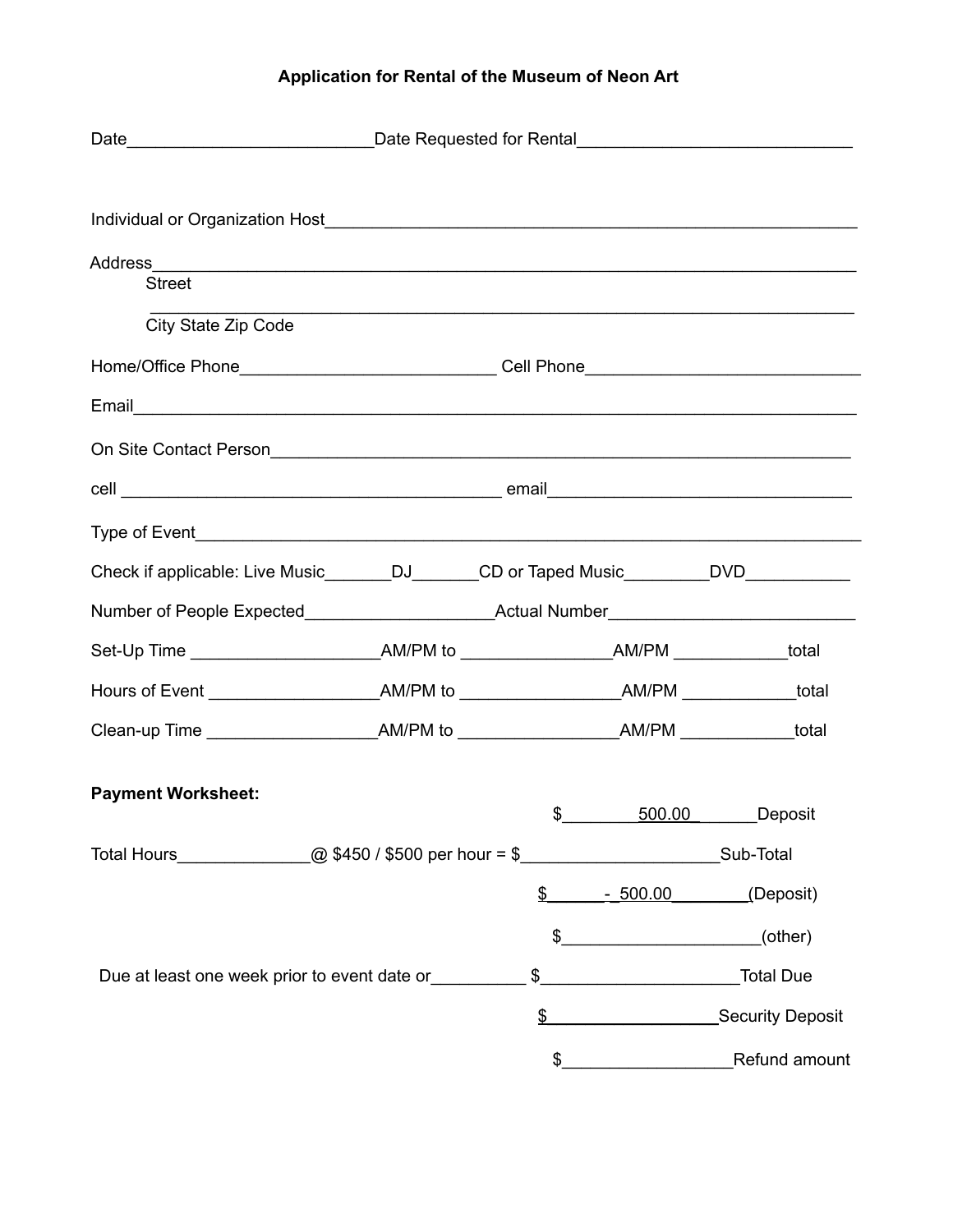## Application for Rental of the Museum of Neon Art

Date__________________________Date Requested for Rental_____________________________

Individual or Organization Host_________________________________________________________

Address_________________________________________________________________________
Street

_________________________________________________________________________
City State Zip Code

Home/Office Phone___________________________ Cell Phone_____________________________

Email___________________________________________________________________________

On Site Contact Person___________________________________________________________

cell ________________________________________ email________________________________

Type of Event_____________________________________________________________________

Check if applicable: Live Music_______DJ_______CD or Taped Music_________DVD___________

Number of People Expected___________________Actual Number_________________________

Set-Up Time ___________________AM/PM to _______________AM/PM ___________total

Hours of Event _________________AM/PM to ________________AM/PM ___________total

Clean-up Time _________________AM/PM to ________________AM/PM ___________total

**Payment Worksheet:**

$________500.00_______Deposit

Total Hours_____________@ $450 / $500 per hour = $____________________Sub-Total

$______-_500.00________(Deposit)

$____________________(other)

Due at least one week prior to event date or__________ $_____________________Total Due

$__________________Security Deposit

$_________________Refund amount